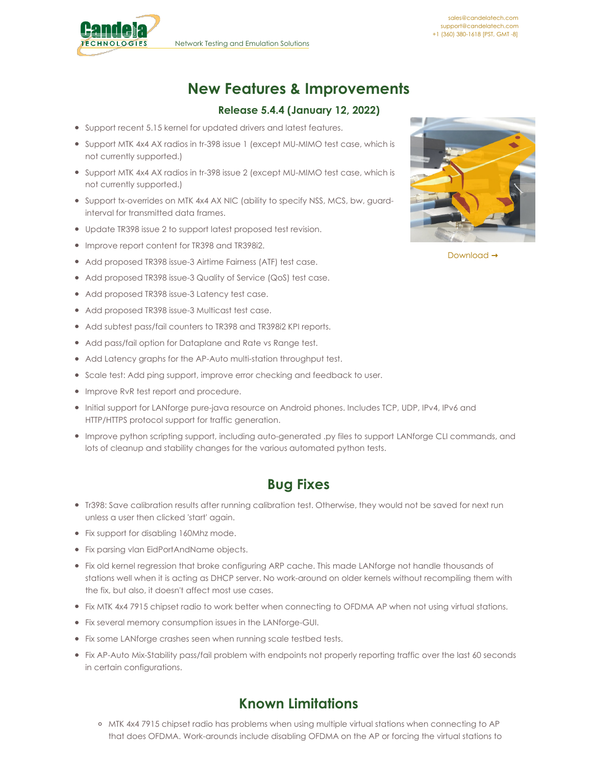# New Features & Improvements

### Release 5.4.4 (January 12, 2022)

- Support recent 5.15 kernel for updated drivers and latest features.
- Support MTK 4x4 AX radios in tr-398 issue 1 (except MU-MIMO test case, which is not currently supported.)
- Support MTK 4x4 AX radios in tr-398 issue 2 (except MU-MIMO test case, which is not currently supported.)
- Support tx-overrides on MTK 4x4 AX NIC (ability to specify NSS, MCS, bw, guard-interval for transmitted data frames.
- Update TR398 issue 2 to support latest proposed test revision.
- Improve report content for TR398 and TR398i2.
- Add proposed TR398 issue-3 Airtime Fairness (ATF) test case.
- Add proposed TR398 issue-3 Quality of Service (QoS) test case.
- Add proposed TR398 issue-3 Latency test case.
- Add proposed TR398 issue-3 Multicast test case.
- Add subtest pass/fail counters to TR398 and TR398i2 KPI reports.
- Add pass/fail option for Dataplane and Rate vs Range test.
- Add Latency graphs for the AP-Auto multi-station throughput test.
- Scale test: Add ping support, improve error checking and feedback to user.
- Improve RvR test report and procedure.
- Initial support for LANforge pure-java resource on Android phones. Includes TCP, UDP, IPv4, IPv6 and HTTP/HTTPS protocol support for traffic generation.
- Improve python scripting support, including auto-generated .py files to support LANforge CLI commands, and lots of cleanup and stability changes for the various automated python tests.

Download →

## Bug Fixes

- Tr398: Save calibration results after running calibration test. Otherwise, they would not be saved for next run unless a user then clicked 'start' again.
- Fix support for disabling 160Mhz mode.
- Fix parsing vlan EidPortAndName objects.
- Fix old kernel regression that broke configuring ARP cache. This made LANforge not handle thousands of stations well when it is acting as DHCP server. No work-around on older kernels without recompiling them with the fix, but also, it doesn't affect most use cases.
- Fix MTK 4x4 7915 chipset radio to work better when connecting to OFDMA AP when not using virtual stations.
- Fix several memory consumption issues in the LANforge-GUI.
- Fix some LANforge crashes seen when running scale testbed tests.
- Fix AP-Auto Mix-Stability pass/fail problem with endpoints not properly reporting traffic over the last 60 seconds in certain configurations.

## Known Limitations

- MTK 4x4 7915 chipset radio has problems when using multiple virtual stations when connecting to AP that does OFDMA. Work-arounds include disabling OFDMA on the AP or forcing the virtual stations to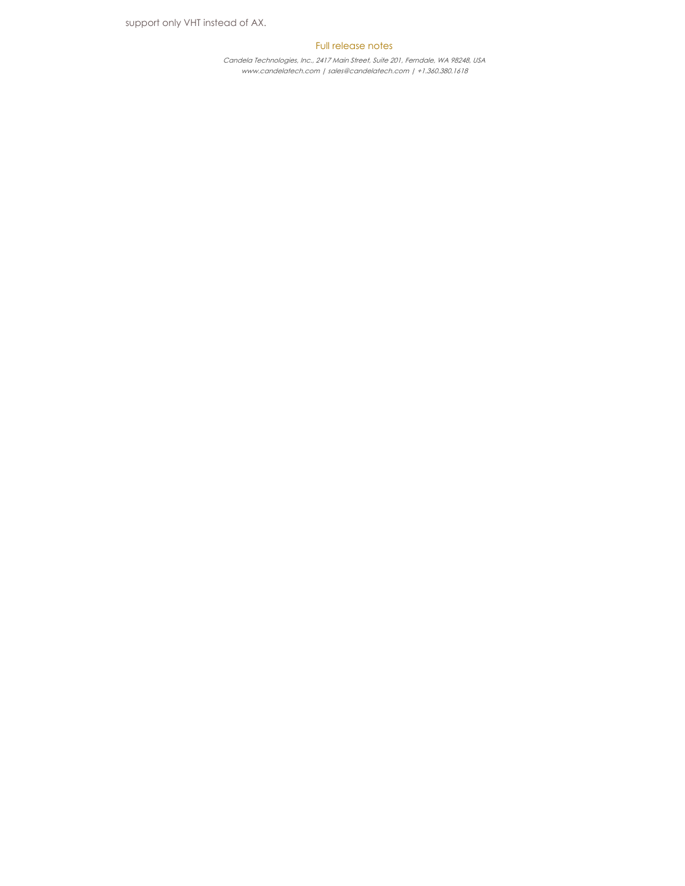support only VHT instead of AX.

Full release notes

*Candela Technologies, Inc., 2417 Main Street, Suite 201, Ferndale, WA 98248, USA*
*www.candelatech.com | sales@candelatech.com | +1.360.380.1618*